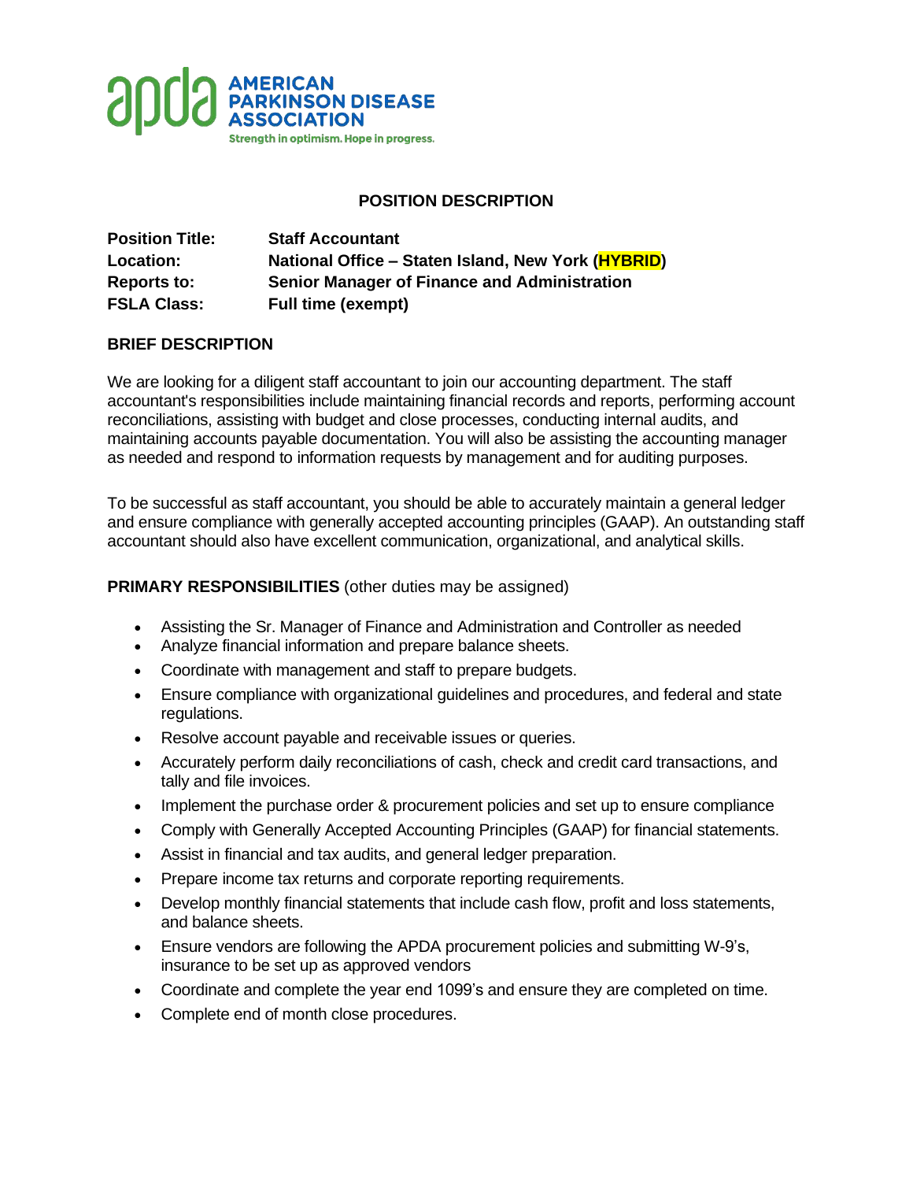AMERICAN PARKINSON DISEASE ASSOCIATION

Strength in optimism. Hope in progress.

## POSITION DESCRIPTION

**Position Title:** **Staff Accountant**
**Location:** **National Office – Staten Island, New York (HYBRID)**
**Reports to:** **Senior Manager of Finance and Administration**
**FSLA Class:** **Full time (exempt)**

### BRIEF DESCRIPTION

We are looking for a diligent staff accountant to join our accounting department. The staff accountant's responsibilities include maintaining financial records and reports, performing account reconciliations, assisting with budget and close processes, conducting internal audits, and maintaining accounts payable documentation. You will also be assisting the accounting manager as needed and respond to information requests by management and for auditing purposes.

To be successful as staff accountant, you should be able to accurately maintain a general ledger and ensure compliance with generally accepted accounting principles (GAAP). An outstanding staff accountant should also have excellent communication, organizational, and analytical skills.

### PRIMARY RESPONSIBILITIES (other duties may be assigned)

- Assisting the Sr. Manager of Finance and Administration and Controller as needed
- Analyze financial information and prepare balance sheets.
- Coordinate with management and staff to prepare budgets.
- Ensure compliance with organizational guidelines and procedures, and federal and state regulations.
- Resolve account payable and receivable issues or queries.
- Accurately perform daily reconciliations of cash, check and credit card transactions, and tally and file invoices.
- Implement the purchase order & procurement policies and set up to ensure compliance
- Comply with Generally Accepted Accounting Principles (GAAP) for financial statements.
- Assist in financial and tax audits, and general ledger preparation.
- Prepare income tax returns and corporate reporting requirements.
- Develop monthly financial statements that include cash flow, profit and loss statements, and balance sheets.
- Ensure vendors are following the APDA procurement policies and submitting W-9's, insurance to be set up as approved vendors
- Coordinate and complete the year end 1099's and ensure they are completed on time.
- Complete end of month close procedures.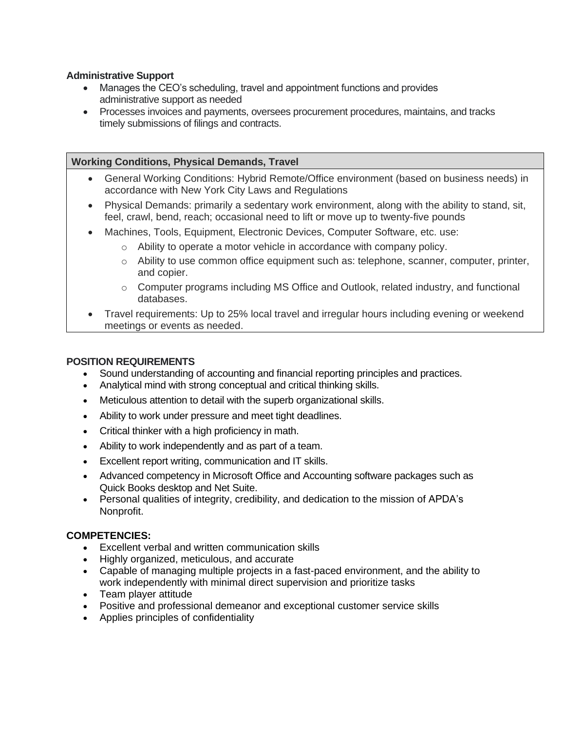**Administrative Support**

- Manages the CEO's scheduling, travel and appointment functions and provides administrative support as needed
- Processes invoices and payments, oversees procurement procedures, maintains, and tracks timely submissions of filings and contracts.

| Working Conditions, Physical Demands, Travel |
| --- |
| • General Working Conditions: Hybrid Remote/Office environment (based on business needs) in accordance with New York City Laws and Regulations<br>• Physical Demands: primarily a sedentary work environment, along with the ability to stand, sit, feel, crawl, bend, reach; occasional need to lift or move up to twenty-five pounds<br>• Machines, Tools, Equipment, Electronic Devices, Computer Software, etc. use:<br>  ○ Ability to operate a motor vehicle in accordance with company policy.<br>  ○ Ability to use common office equipment such as: telephone, scanner, computer, printer, and copier.<br>  ○ Computer programs including MS Office and Outlook, related industry, and functional databases.<br>• Travel requirements: Up to 25% local travel and irregular hours including evening or weekend meetings or events as needed. |

**POSITION REQUIREMENTS**

- Sound understanding of accounting and financial reporting principles and practices.
- Analytical mind with strong conceptual and critical thinking skills.
- Meticulous attention to detail with the superb organizational skills.
- Ability to work under pressure and meet tight deadlines.
- Critical thinker with a high proficiency in math.
- Ability to work independently and as part of a team.
- Excellent report writing, communication and IT skills.
- Advanced competency in Microsoft Office and Accounting software packages such as Quick Books desktop and Net Suite.
- Personal qualities of integrity, credibility, and dedication to the mission of APDA's Nonprofit.

**COMPETENCIES:**

- Excellent verbal and written communication skills
- Highly organized, meticulous, and accurate
- Capable of managing multiple projects in a fast-paced environment, and the ability to work independently with minimal direct supervision and prioritize tasks
- Team player attitude
- Positive and professional demeanor and exceptional customer service skills
- Applies principles of confidentiality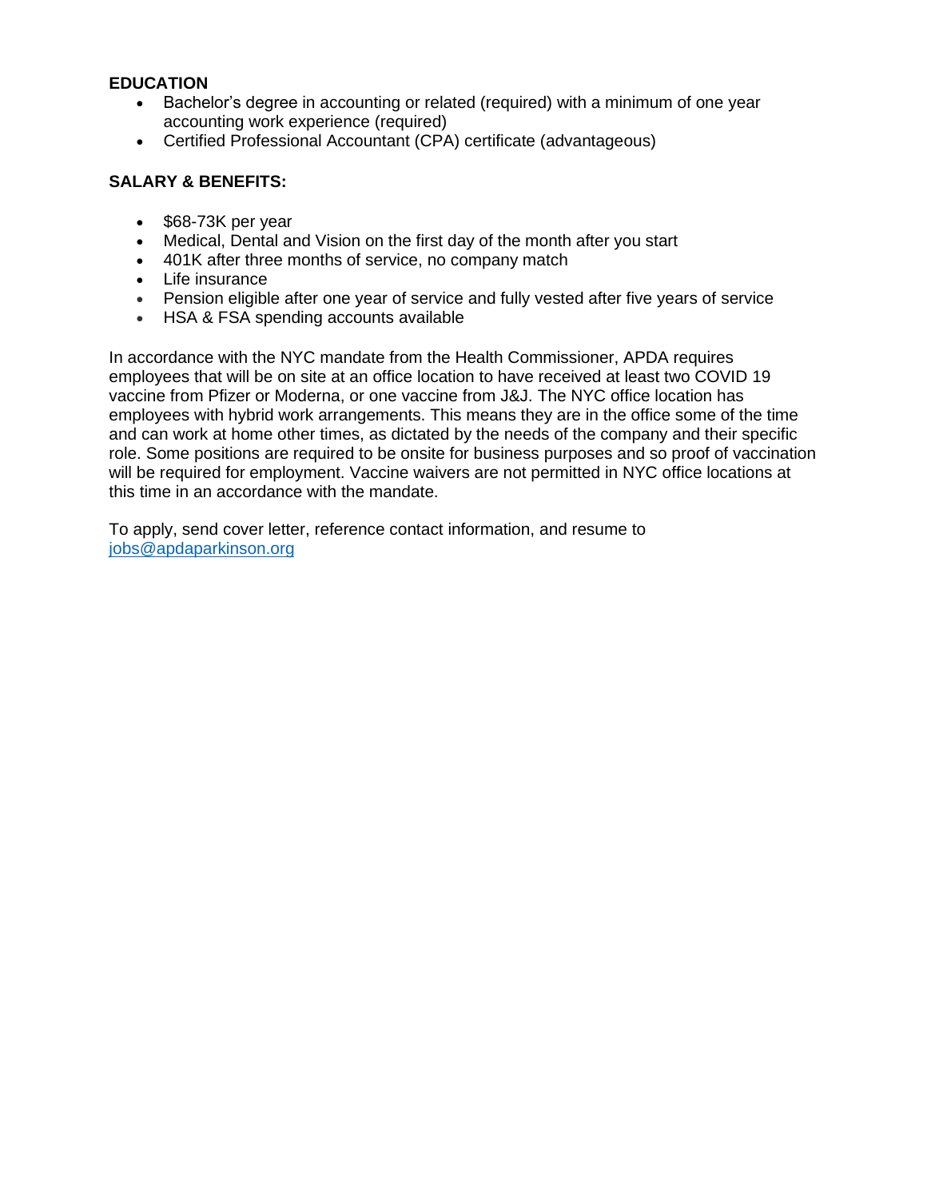**EDUCATION**

- Bachelor's degree in accounting or related (required) with a minimum of one year accounting work experience (required)
- Certified Professional Accountant (CPA) certificate (advantageous)

**SALARY & BENEFITS:**

- $68-73K per year
- Medical, Dental and Vision on the first day of the month after you start
- 401K after three months of service, no company match
- Life insurance
- Pension eligible after one year of service and fully vested after five years of service
- HSA & FSA spending accounts available

In accordance with the NYC mandate from the Health Commissioner, APDA requires employees that will be on site at an office location to have received at least two COVID 19 vaccine from Pfizer or Moderna, or one vaccine from J&J. The NYC office location has employees with hybrid work arrangements. This means they are in the office some of the time and can work at home other times, as dictated by the needs of the company and their specific role. Some positions are required to be onsite for business purposes and so proof of vaccination will be required for employment. Vaccine waivers are not permitted in NYC office locations at this time in an accordance with the mandate.

To apply, send cover letter, reference contact information, and resume to [jobs@apdaparkinson.org](mailto:jobs@apdaparkinson.org)